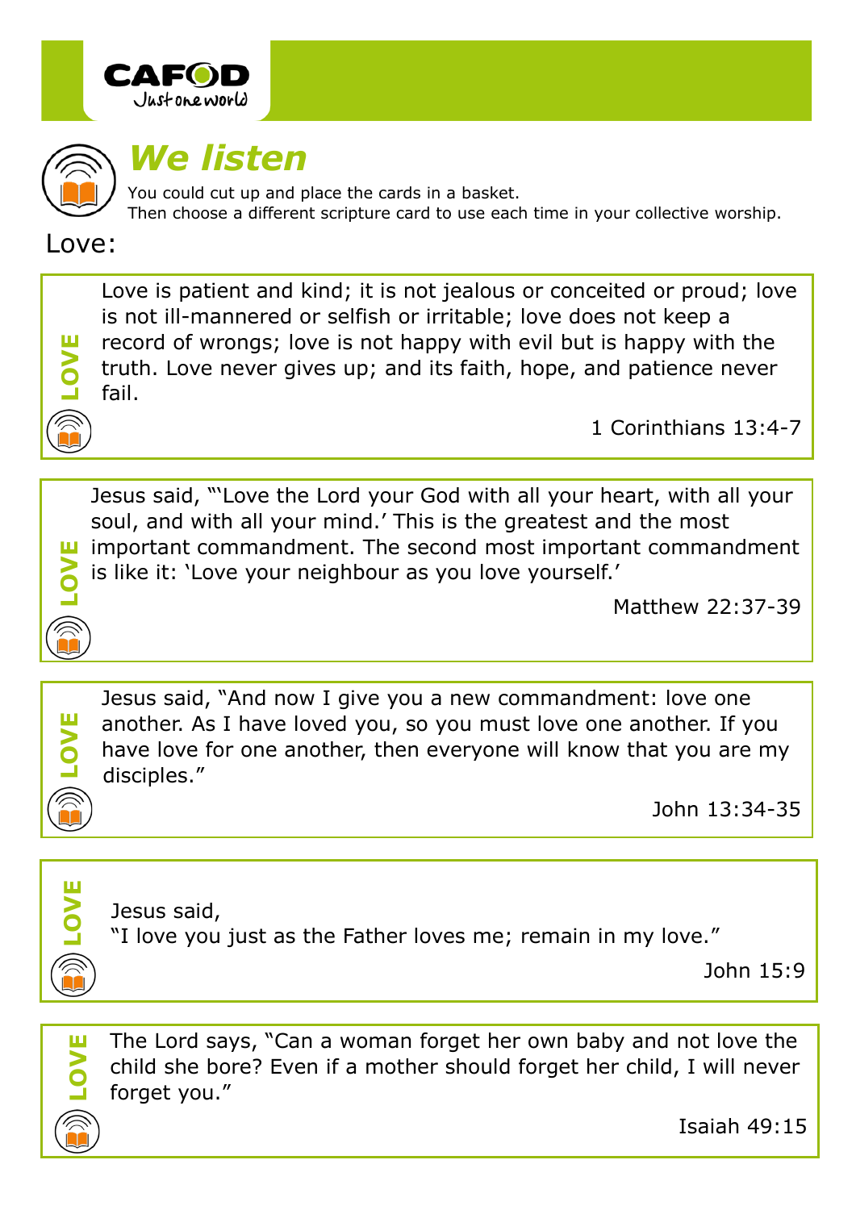CAFOD
Just one world

# We listen

You could cut up and place the cards in a basket.
Then choose a different scripture card to use each time in your collective worship.

## Love:

**LOVE**

Love is patient and kind; it is not jealous or conceited or proud; love is not ill-mannered or selfish or irritable; love does not keep a record of wrongs; love is not happy with evil but is happy with the truth. Love never gives up; and its faith, hope, and patience never fail.

1 Corinthians 13:4-7

---

**LOVE**

Jesus said, "'Love the Lord your God with all your heart, with all your soul, and with all your mind.' This is the greatest and the most important commandment. The second most important commandment is like it: 'Love your neighbour as you love yourself.'

Matthew 22:37-39

---

**LOVE**

Jesus said, "And now I give you a new commandment: love one another. As I have loved you, so you must love one another. If you have love for one another, then everyone will know that you are my disciples."

John 13:34-35

---

**LOVE**

Jesus said,
"I love you just as the Father loves me; remain in my love."

John 15:9

---

**LOVE**

The Lord says, "Can a woman forget her own baby and not love the child she bore? Even if a mother should forget her child, I will never forget you."

Isaiah 49:15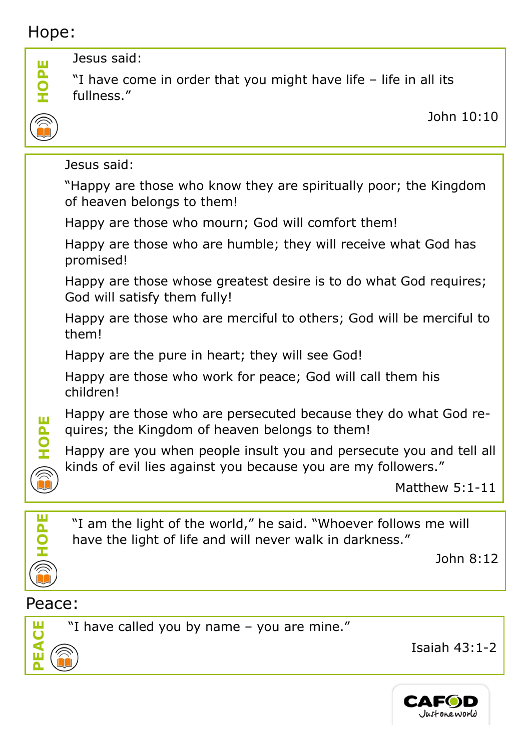## Hope:

**HOPE**

Jesus said:

"I have come in order that you might have life – life in all its fullness."

John 10:10

---

Jesus said:

"Happy are those who know they are spiritually poor; the Kingdom of heaven belongs to them!

Happy are those who mourn; God will comfort them!

Happy are those who are humble; they will receive what God has promised!

Happy are those whose greatest desire is to do what God requires; God will satisfy them fully!

Happy are those who are merciful to others; God will be merciful to them!

Happy are the pure in heart; they will see God!

Happy are those who work for peace; God will call them his children!

Happy are those who are persecuted because they do what God requires; the Kingdom of heaven belongs to them!

Happy are you when people insult you and persecute you and tell all kinds of evil lies against you because you are my followers."

**HOPE**

Matthew 5:1-11

---

**HOPE**

"I am the light of the world," he said. "Whoever follows me will have the light of life and will never walk in darkness."

John 8:12

## Peace:

**PEACE**

"I have called you by name – you are mine."

Isaiah 43:1-2

CAFOD Just one world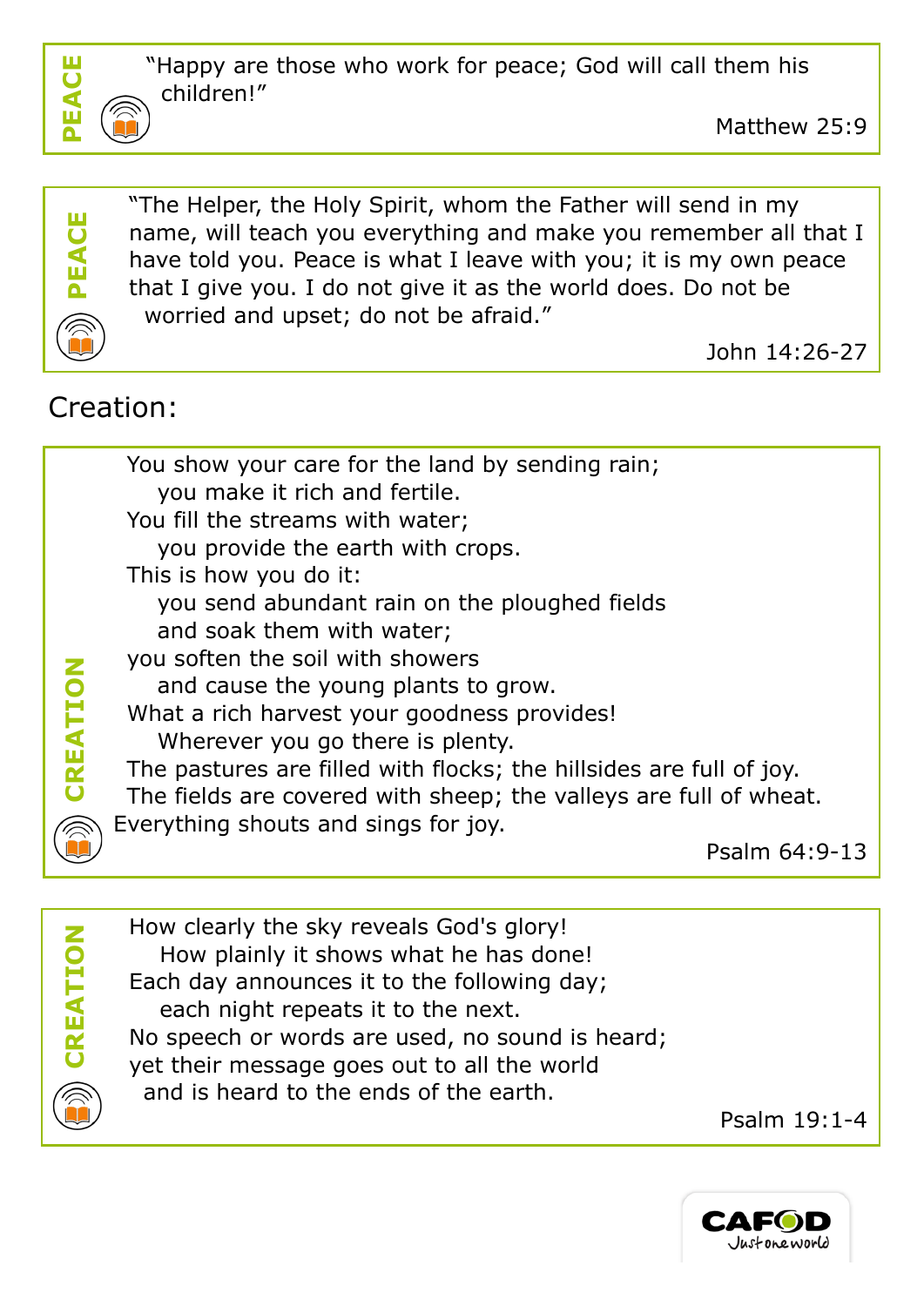**PEACE**

"Happy are those who work for peace; God will call them his children!"

Matthew 25:9

**PEACE**

"The Helper, the Holy Spirit, whom the Father will send in my name, will teach you everything and make you remember all that I have told you. Peace is what I leave with you; it is my own peace that I give you. I do not give it as the world does. Do not be worried and upset; do not be afraid."

John 14:26-27

## Creation:

**CREATION**

You show your care for the land by sending rain;
you make it rich and fertile.
You fill the streams with water;
you provide the earth with crops.
This is how you do it:
you send abundant rain on the ploughed fields
and soak them with water;
you soften the soil with showers
and cause the young plants to grow.
What a rich harvest your goodness provides!
Wherever you go there is plenty.
The pastures are filled with flocks; the hillsides are full of joy.
The fields are covered with sheep; the valleys are full of wheat.
Everything shouts and sings for joy.

Psalm 64:9-13

**CREATION**

How clearly the sky reveals God's glory!
How plainly it shows what he has done!
Each day announces it to the following day;
each night repeats it to the next.
No speech or words are used, no sound is heard;
yet their message goes out to all the world
and is heard to the ends of the earth.

Psalm 19:1-4

CAFOD Just one world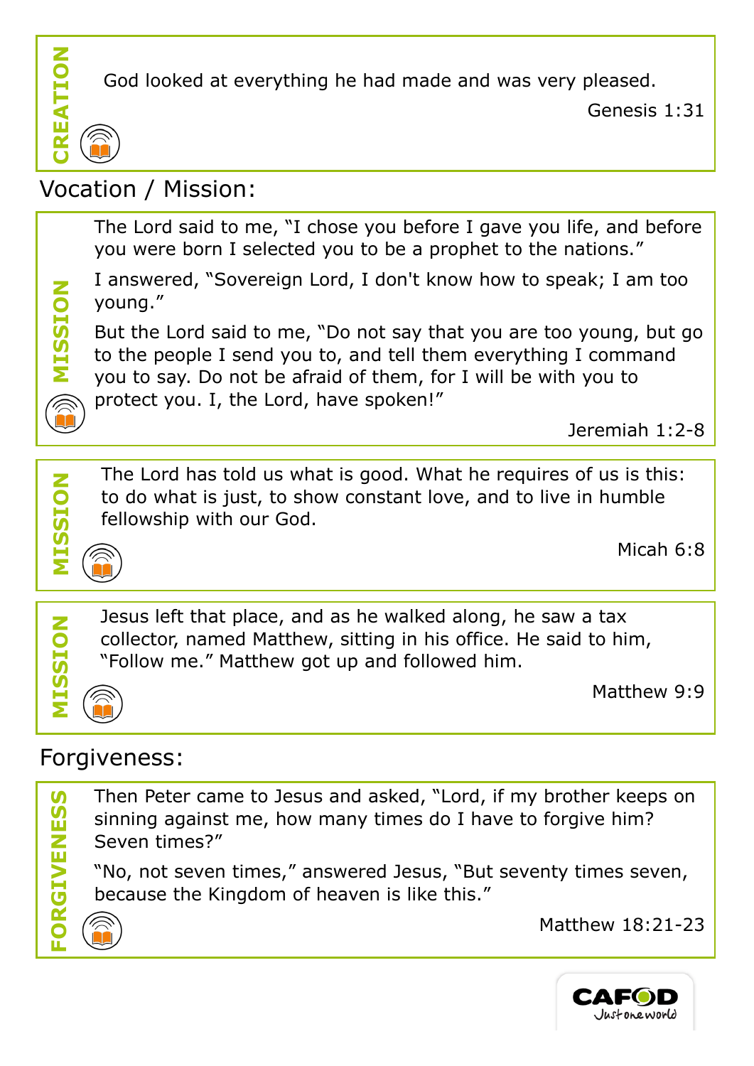**CREATION**

God looked at everything he had made and was very pleased.

Genesis 1:31

## Vocation / Mission:

**MISSION**

The Lord said to me, "I chose you before I gave you life, and before you were born I selected you to be a prophet to the nations."

I answered, "Sovereign Lord, I don't know how to speak; I am too young."

But the Lord said to me, "Do not say that you are too young, but go to the people I send you to, and tell them everything I command you to say. Do not be afraid of them, for I will be with you to protect you. I, the Lord, have spoken!"

Jeremiah 1:2-8

**MISSION**

The Lord has told us what is good. What he requires of us is this: to do what is just, to show constant love, and to live in humble fellowship with our God.

Micah 6:8

**MISSION**

Jesus left that place, and as he walked along, he saw a tax collector, named Matthew, sitting in his office. He said to him, "Follow me." Matthew got up and followed him.

Matthew 9:9

## Forgiveness:

**FORGIVENESS**

Then Peter came to Jesus and asked, "Lord, if my brother keeps on sinning against me, how many times do I have to forgive him? Seven times?"

"No, not seven times," answered Jesus, "But seventy times seven, because the Kingdom of heaven is like this."

Matthew 18:21-23

CAFOD Just one world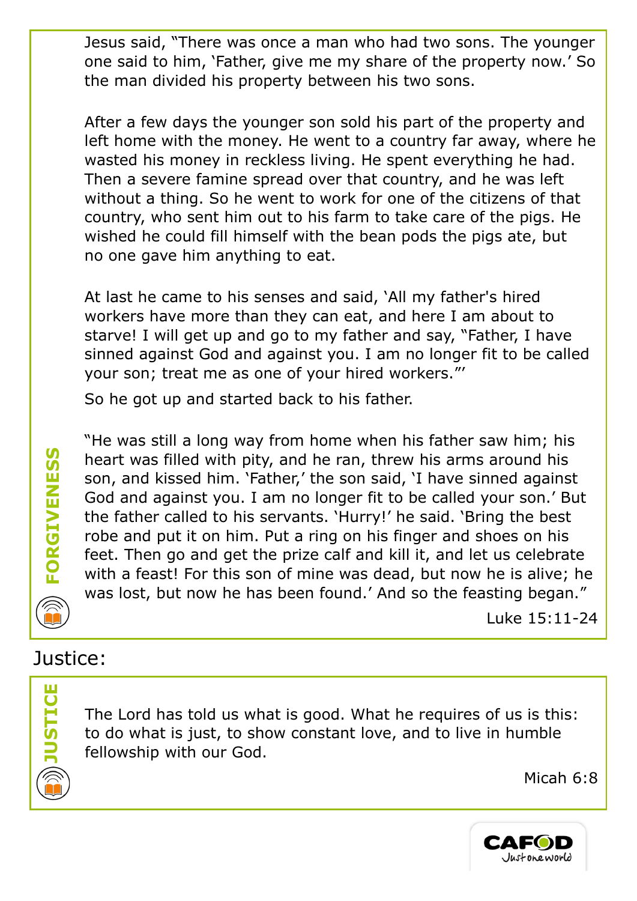**FORGIVENESS**

Jesus said, "There was once a man who had two sons. The younger one said to him, 'Father, give me my share of the property now.' So the man divided his property between his two sons.

After a few days the younger son sold his part of the property and left home with the money. He went to a country far away, where he wasted his money in reckless living. He spent everything he had. Then a severe famine spread over that country, and he was left without a thing. So he went to work for one of the citizens of that country, who sent him out to his farm to take care of the pigs. He wished he could fill himself with the bean pods the pigs ate, but no one gave him anything to eat.

At last he came to his senses and said, 'All my father's hired workers have more than they can eat, and here I am about to starve! I will get up and go to my father and say, "Father, I have sinned against God and against you. I am no longer fit to be called your son; treat me as one of your hired workers."'

So he got up and started back to his father.

"He was still a long way from home when his father saw him; his heart was filled with pity, and he ran, threw his arms around his son, and kissed him. 'Father,' the son said, 'I have sinned against God and against you. I am no longer fit to be called your son.' But the father called to his servants. 'Hurry!' he said. 'Bring the best robe and put it on him. Put a ring on his finger and shoes on his feet. Then go and get the prize calf and kill it, and let us celebrate with a feast! For this son of mine was dead, but now he is alive; he was lost, but now he has been found.' And so the feasting began."

Luke 15:11-24

## Justice:

**JUSTICE**

The Lord has told us what is good. What he requires of us is this: to do what is just, to show constant love, and to live in humble fellowship with our God.

Micah 6:8

CAFOD Just one world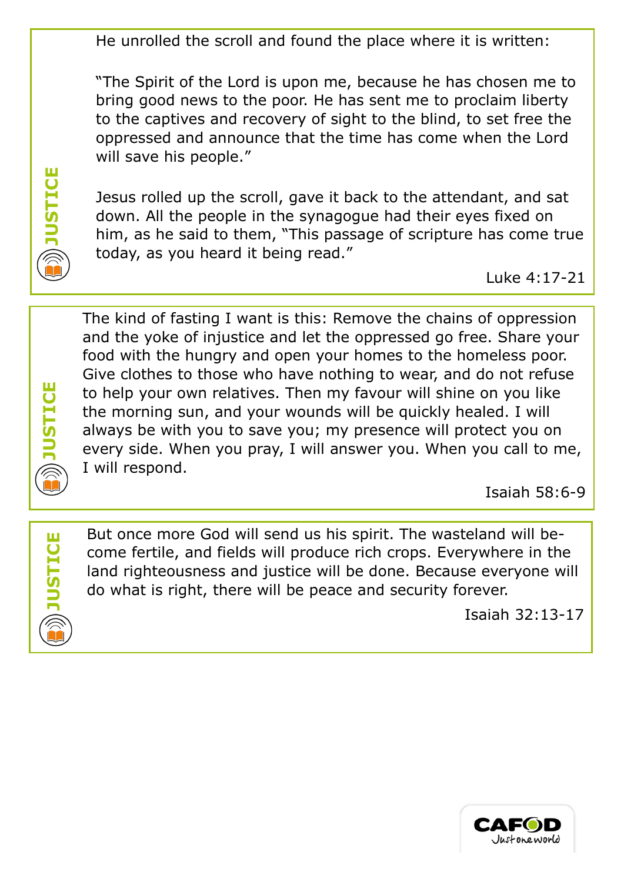**JUSTICE**

He unrolled the scroll and found the place where it is written:

"The Spirit of the Lord is upon me, because he has chosen me to bring good news to the poor. He has sent me to proclaim liberty to the captives and recovery of sight to the blind, to set free the oppressed and announce that the time has come when the Lord will save his people."

Jesus rolled up the scroll, gave it back to the attendant, and sat down. All the people in the synagogue had their eyes fixed on him, as he said to them, "This passage of scripture has come true today, as you heard it being read."

Luke 4:17-21

---

**JUSTICE**

The kind of fasting I want is this: Remove the chains of oppression and the yoke of injustice and let the oppressed go free. Share your food with the hungry and open your homes to the homeless poor. Give clothes to those who have nothing to wear, and do not refuse to help your own relatives. Then my favour will shine on you like the morning sun, and your wounds will be quickly healed. I will always be with you to save you; my presence will protect you on every side. When you pray, I will answer you. When you call to me, I will respond.

Isaiah 58:6-9

---

**JUSTICE**

But once more God will send us his spirit. The wasteland will become fertile, and fields will produce rich crops. Everywhere in the land righteousness and justice will be done. Because everyone will do what is right, there will be peace and security forever.

Isaiah 32:13-17

CAFOD Just one world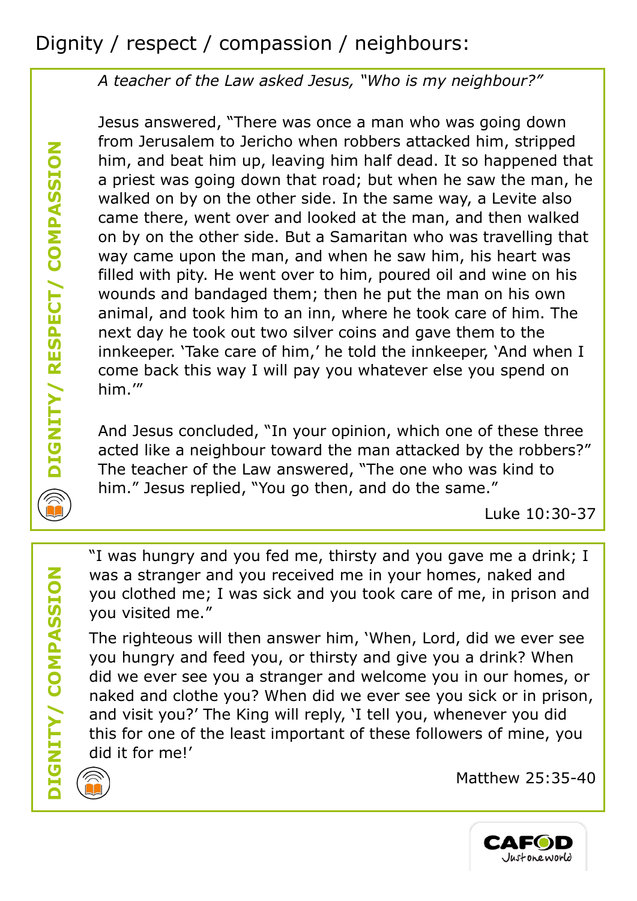# Dignity / respect / compassion / neighbours:

**DIGNITY/ RESPECT/ COMPASSION**

*A teacher of the Law asked Jesus, "Who is my neighbour?"*

Jesus answered, "There was once a man who was going down from Jerusalem to Jericho when robbers attacked him, stripped him, and beat him up, leaving him half dead. It so happened that a priest was going down that road; but when he saw the man, he walked on by on the other side. In the same way, a Levite also came there, went over and looked at the man, and then walked on by on the other side. But a Samaritan who was travelling that way came upon the man, and when he saw him, his heart was filled with pity. He went over to him, poured oil and wine on his wounds and bandaged them; then he put the man on his own animal, and took him to an inn, where he took care of him. The next day he took out two silver coins and gave them to the innkeeper. 'Take care of him,' he told the innkeeper, 'And when I come back this way I will pay you whatever else you spend on him.'"

And Jesus concluded, "In your opinion, which one of these three acted like a neighbour toward the man attacked by the robbers?" The teacher of the Law answered, "The one who was kind to him." Jesus replied, "You go then, and do the same."

Luke 10:30-37

**DIGNITY/ COMPASSION**

"I was hungry and you fed me, thirsty and you gave me a drink; I was a stranger and you received me in your homes, naked and you clothed me; I was sick and you took care of me, in prison and you visited me."

The righteous will then answer him, 'When, Lord, did we ever see you hungry and feed you, or thirsty and give you a drink? When did we ever see you a stranger and welcome you in our homes, or naked and clothe you? When did we ever see you sick or in prison, and visit you?' The King will reply, 'I tell you, whenever you did this for one of the least important of these followers of mine, you did it for me!'

Matthew 25:35-40

CAFOD Just one world